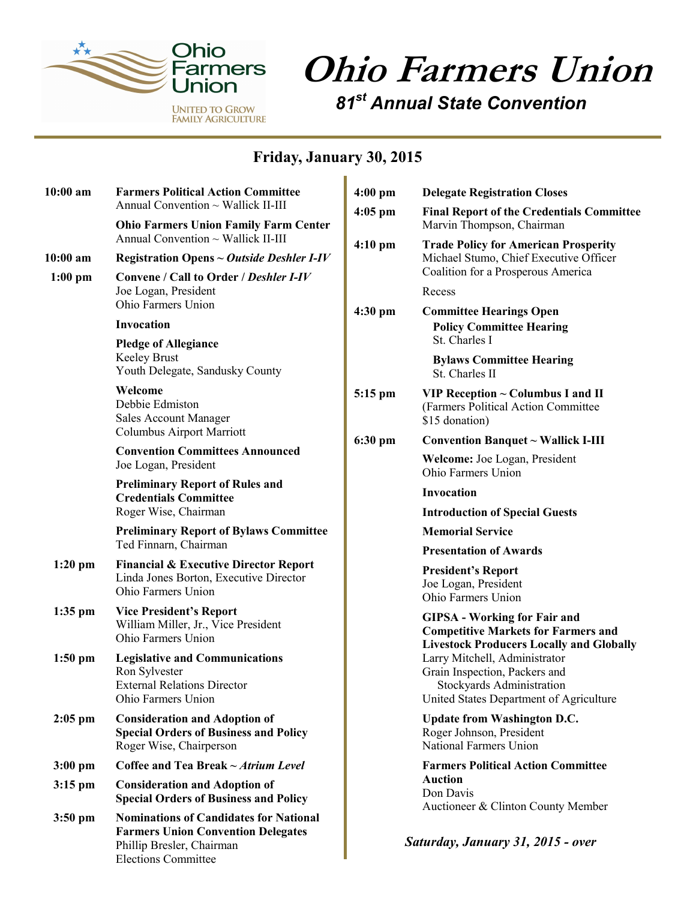# Ohio Farmers Union

## *81st Annual State Convention*

Ohio Farmers Union — United to Grow Family Agriculture

### Friday, January 30, 2015

**10:00 am** **Farmers Political Action Committee**
Annual Convention ~ Wallick II-III

**Ohio Farmers Union Family Farm Center**
Annual Convention ~ Wallick II-III

**10:00 am** **Registration Opens ~ *Outside Deshler I-IV***

**1:00 pm** **Convene / Call to Order / *Deshler I-IV***
Joe Logan, President
Ohio Farmers Union

**Invocation**

**Pledge of Allegiance**
Keeley Brust
Youth Delegate, Sandusky County

**Welcome**
Debbie Edmiston
Sales Account Manager
Columbus Airport Marriott

**Convention Committees Announced**
Joe Logan, President

**Preliminary Report of Rules and Credentials Committee**
Roger Wise, Chairman

**Preliminary Report of Bylaws Committee**
Ted Finnarn, Chairman

**1:20 pm** **Financial & Executive Director Report**
Linda Jones Borton, Executive Director
Ohio Farmers Union

**1:35 pm** **Vice President's Report**
William Miller, Jr., Vice President
Ohio Farmers Union

**1:50 pm** **Legislative and Communications**
Ron Sylvester
External Relations Director
Ohio Farmers Union

**2:05 pm** **Consideration and Adoption of Special Orders of Business and Policy**
Roger Wise, Chairperson

**3:00 pm** **Coffee and Tea Break ~ *Atrium Level***

**3:15 pm** **Consideration and Adoption of Special Orders of Business and Policy**

**3:50 pm** **Nominations of Candidates for National Farmers Union Convention Delegates**
Phillip Bresler, Chairman
Elections Committee

**4:00 pm** **Delegate Registration Closes**

**4:05 pm** **Final Report of the Credentials Committee**
Marvin Thompson, Chairman

**4:10 pm** **Trade Policy for American Prosperity**
Michael Stumo, Chief Executive Officer
Coalition for a Prosperous America

Recess

**4:30 pm** **Committee Hearings Open**

**Policy Committee Hearing**
St. Charles I

**Bylaws Committee Hearing**
St. Charles II

**5:15 pm** **VIP Reception ~ Columbus I and II**
(Farmers Political Action Committee $15 donation)

**6:30 pm** **Convention Banquet ~ Wallick I-III**

**Welcome:** Joe Logan, President
Ohio Farmers Union

**Invocation**

**Introduction of Special Guests**

**Memorial Service**

**Presentation of Awards**

**President's Report**
Joe Logan, President
Ohio Farmers Union

**GIPSA - Working for Fair and Competitive Markets for Farmers and Livestock Producers Locally and Globally**
Larry Mitchell, Administrator
Grain Inspection, Packers and Stockyards Administration
United States Department of Agriculture

**Update from Washington D.C.**
Roger Johnson, President
National Farmers Union

**Farmers Political Action Committee Auction**
Don Davis
Auctioneer & Clinton County Member

***Saturday, January 31, 2015 - over***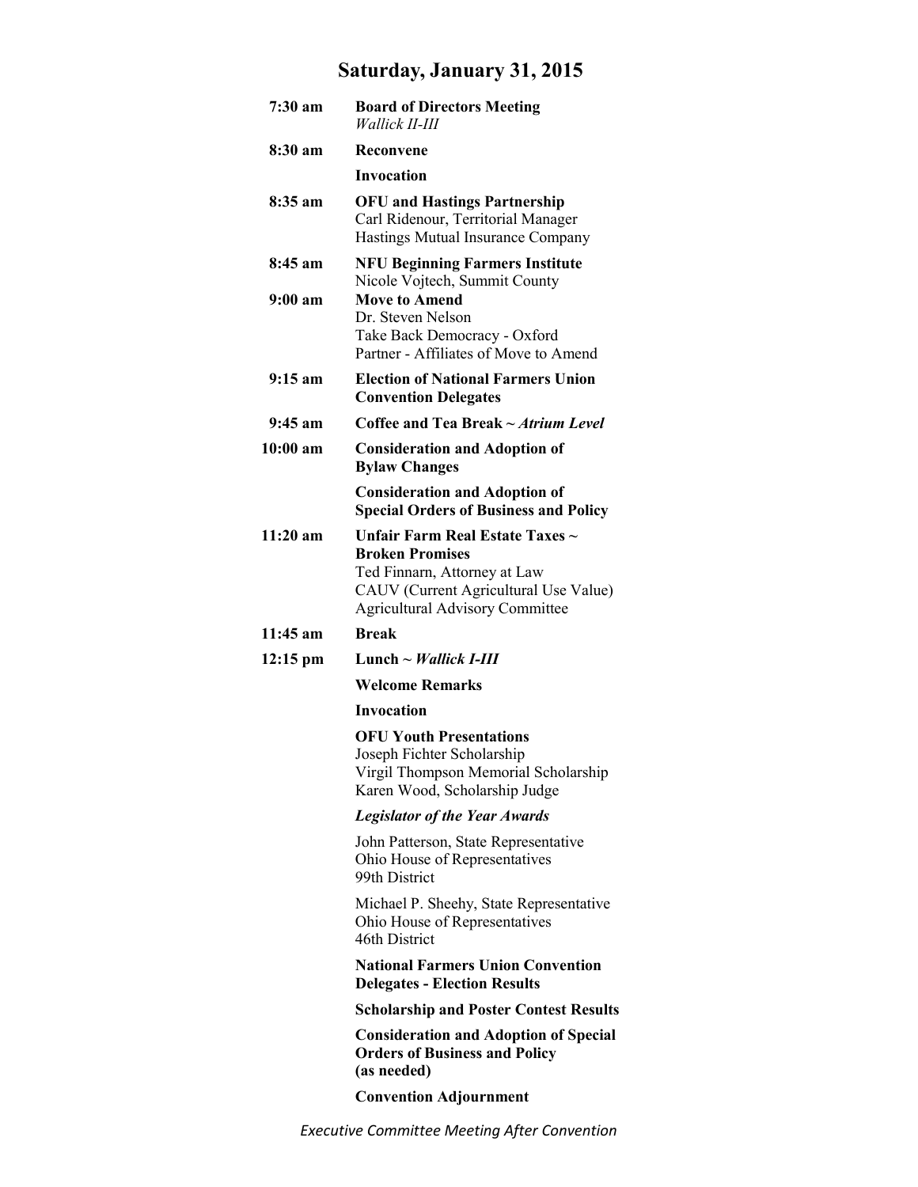# Saturday, January 31, 2015

| | |
|---|---|
| **7:30 am** | **Board of Directors Meeting**<br>*Wallick II-III* |
| **8:30 am** | **Reconvene** |
| | **Invocation** |
| **8:35 am** | **OFU and Hastings Partnership**<br>Carl Ridenour, Territorial Manager<br>Hastings Mutual Insurance Company |
| **8:45 am** | **NFU Beginning Farmers Institute**<br>Nicole Vojtech, Summit County |
| **9:00 am** | **Move to Amend**<br>Dr. Steven Nelson<br>Take Back Democracy - Oxford<br>Partner - Affiliates of Move to Amend |
| **9:15 am** | **Election of National Farmers Union Convention Delegates** |
| **9:45 am** | **Coffee and Tea Break ~ *Atrium Level*** |
| **10:00 am** | **Consideration and Adoption of Bylaw Changes** |
| | **Consideration and Adoption of Special Orders of Business and Policy** |
| **11:20 am** | **Unfair Farm Real Estate Taxes ~ Broken Promises**<br>Ted Finnarn, Attorney at Law<br>CAUV (Current Agricultural Use Value)<br>Agricultural Advisory Committee |
| **11:45 am** | **Break** |
| **12:15 pm** | **Lunch ~ *Wallick I-III*** |
| | **Welcome Remarks** |
| | **Invocation** |
| | **OFU Youth Presentations**<br>Joseph Fichter Scholarship<br>Virgil Thompson Memorial Scholarship<br>Karen Wood, Scholarship Judge |
| | ***Legislator of the Year Awards*** |
| | John Patterson, State Representative<br>Ohio House of Representatives<br>99th District |
| | Michael P. Sheehy, State Representative<br>Ohio House of Representatives<br>46th District |
| | **National Farmers Union Convention Delegates - Election Results** |
| | **Scholarship and Poster Contest Results** |
| | **Consideration and Adoption of Special Orders of Business and Policy (as needed)** |
| | **Convention Adjournment** |

*Executive Committee Meeting After Convention*